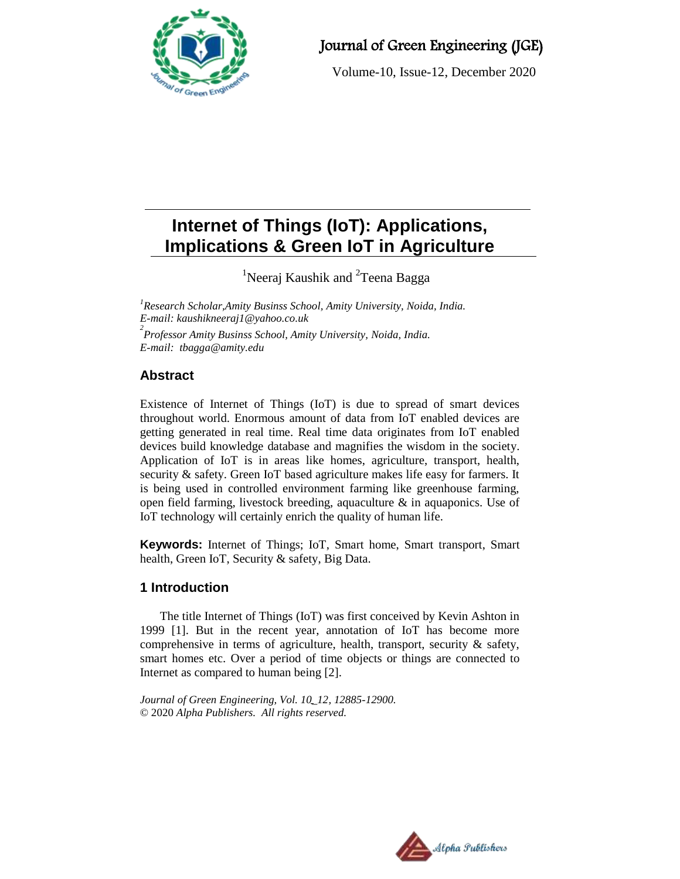# Internet of Things (IoT): Applications, Implications & Green IoT in Agriculture

[1]Neeraj Kaushik and [2]Teena Bagga

*[1]Research Scholar,Amity Businss School, Amity University, Noida, India.*
*E-mail: kaushikneeraj1@yahoo.co.uk*
*[2]Professor Amity Businss School, Amity University, Noida, India.*
*E-mail: tbagga@amity.edu*

## Abstract

Existence of Internet of Things (IoT) is due to spread of smart devices throughout world. Enormous amount of data from IoT enabled devices are getting generated in real time. Real time data originates from IoT enabled devices build knowledge database and magnifies the wisdom in the society. Application of IoT is in areas like homes, agriculture, transport, health, security & safety. Green IoT based agriculture makes life easy for farmers. It is being used in controlled environment farming like greenhouse farming, open field farming, livestock breeding, aquaculture & in aquaponics. Use of IoT technology will certainly enrich the quality of human life.

**Keywords:** Internet of Things; IoT, Smart home, Smart transport, Smart health, Green IoT, Security & safety, Big Data.

## 1 Introduction

The title Internet of Things (IoT) was first conceived by Kevin Ashton in 1999 [1]. But in the recent year, annotation of IoT has become more comprehensive in terms of agriculture, health, transport, security & safety, smart homes etc. Over a period of time objects or things are connected to Internet as compared to human being [2].

*Journal of Green Engineering, Vol. 10_12, 12885-12900.*
© 2020 *Alpha Publishers. All rights reserved.*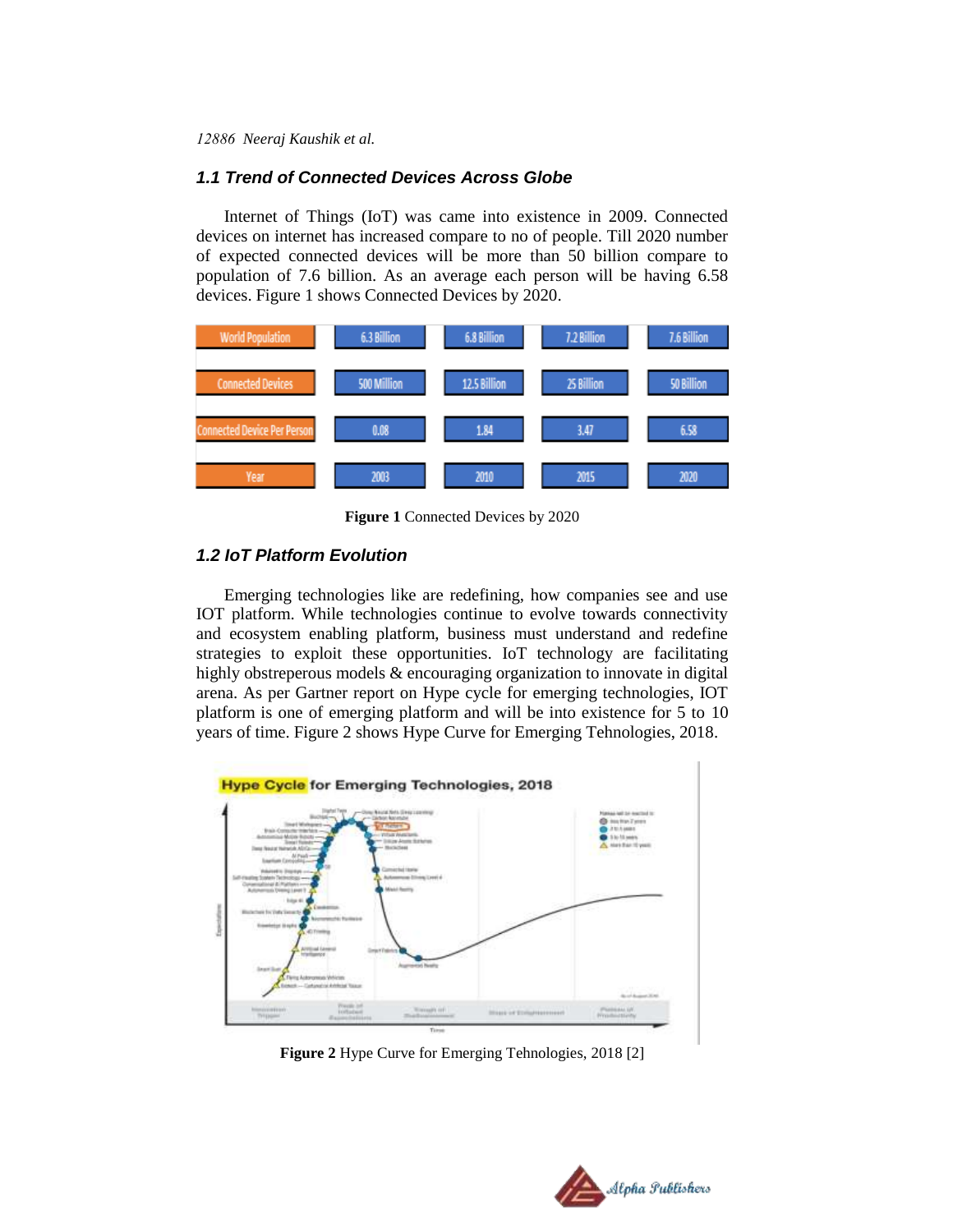### 1.1 Trend of Connected Devices Across Globe

Internet of Things (IoT) was came into existence in 2009. Connected devices on internet has increased compare to no of people. Till 2020 number of expected connected devices will be more than 50 billion compare to population of 7.6 billion. As an average each person will be having 6.58 devices. Figure 1 shows Connected Devices by 2020.

| World Population | 6.3 Billion | 6.8 Billion | 7.2 Billion | 7.6 Billion |
|---|---|---|---|---|
| Connected Devices | 500 Million | 12.5 Billion | 25 Billion | 50 Billion |
| Connected Device Per Person | 0.08 | 1.84 | 3.47 | 6.58 |
| Year | 2003 | 2010 | 2015 | 2020 |

**Figure 1** Connected Devices by 2020

### 1.2 IoT Platform Evolution

Emerging technologies like are redefining, how companies see and use IOT platform. While technologies continue to evolve towards connectivity and ecosystem enabling platform, business must understand and redefine strategies to exploit these opportunities. IoT technology are facilitating highly obstreperous models & encouraging organization to innovate in digital arena. As per Gartner report on Hype cycle for emerging technologies, IOT platform is one of emerging platform and will be into existence for 5 to 10 years of time. Figure 2 shows Hype Curve for Emerging Tehnologies, 2018.

**Figure 2** Hype Curve for Emerging Tehnologies, 2018 [2]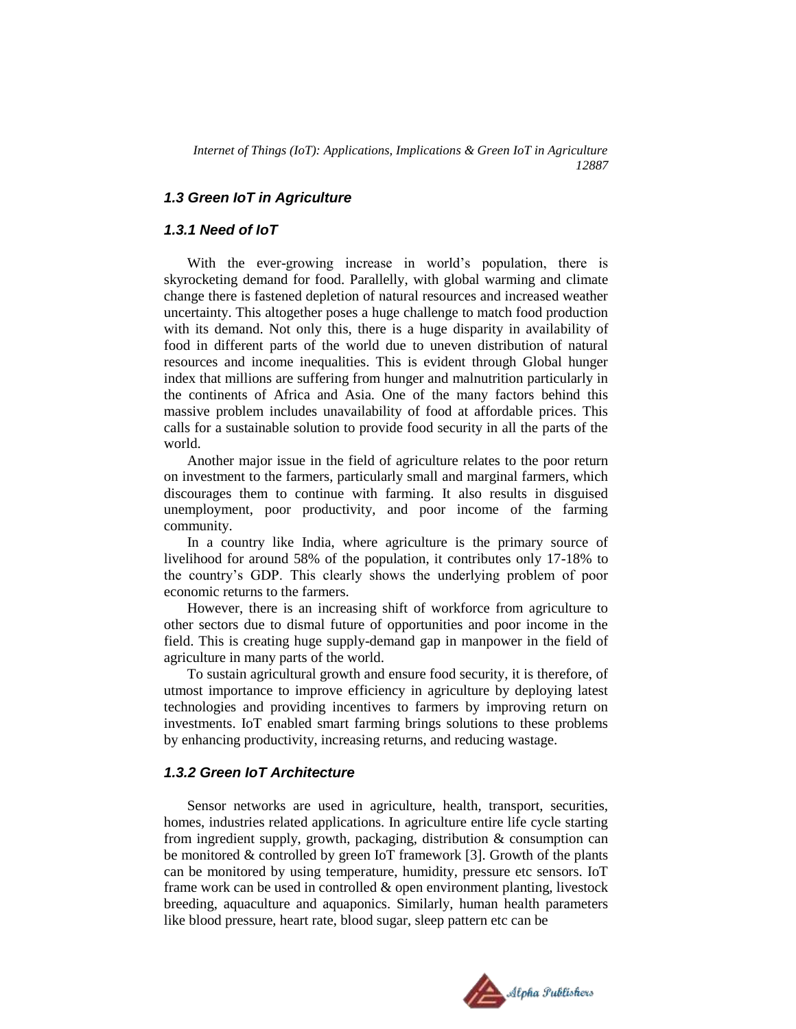### *1.3 Green IoT in Agriculture*

#### *1.3.1 Need of IoT*

With the ever-growing increase in world's population, there is skyrocketing demand for food. Parallelly, with global warming and climate change there is fastened depletion of natural resources and increased weather uncertainty. This altogether poses a huge challenge to match food production with its demand. Not only this, there is a huge disparity in availability of food in different parts of the world due to uneven distribution of natural resources and income inequalities. This is evident through Global hunger index that millions are suffering from hunger and malnutrition particularly in the continents of Africa and Asia. One of the many factors behind this massive problem includes unavailability of food at affordable prices. This calls for a sustainable solution to provide food security in all the parts of the world.

Another major issue in the field of agriculture relates to the poor return on investment to the farmers, particularly small and marginal farmers, which discourages them to continue with farming. It also results in disguised unemployment, poor productivity, and poor income of the farming community.

In a country like India, where agriculture is the primary source of livelihood for around 58% of the population, it contributes only 17-18% to the country's GDP. This clearly shows the underlying problem of poor economic returns to the farmers.

However, there is an increasing shift of workforce from agriculture to other sectors due to dismal future of opportunities and poor income in the field. This is creating huge supply-demand gap in manpower in the field of agriculture in many parts of the world.

To sustain agricultural growth and ensure food security, it is therefore, of utmost importance to improve efficiency in agriculture by deploying latest technologies and providing incentives to farmers by improving return on investments. IoT enabled smart farming brings solutions to these problems by enhancing productivity, increasing returns, and reducing wastage.

#### *1.3.2 Green IoT Architecture*

Sensor networks are used in agriculture, health, transport, securities, homes, industries related applications. In agriculture entire life cycle starting from ingredient supply, growth, packaging, distribution & consumption can be monitored & controlled by green IoT framework [3]. Growth of the plants can be monitored by using temperature, humidity, pressure etc sensors. IoT frame work can be used in controlled & open environment planting, livestock breeding, aquaculture and aquaponics. Similarly, human health parameters like blood pressure, heart rate, blood sugar, sleep pattern etc can be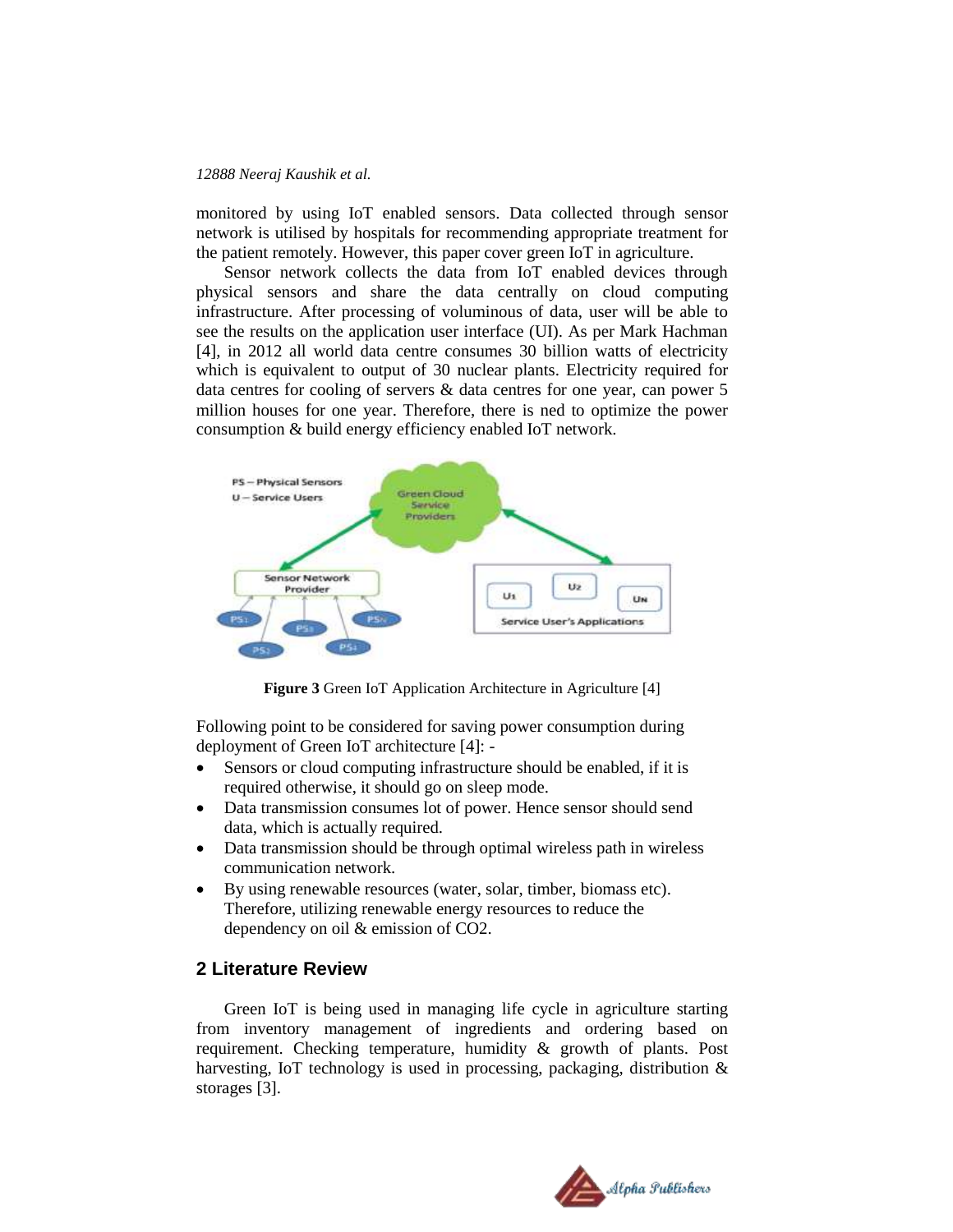monitored by using IoT enabled sensors. Data collected through sensor network is utilised by hospitals for recommending appropriate treatment for the patient remotely. However, this paper cover green IoT in agriculture.

Sensor network collects the data from IoT enabled devices through physical sensors and share the data centrally on cloud computing infrastructure. After processing of voluminous of data, user will be able to see the results on the application user interface (UI). As per Mark Hachman [4], in 2012 all world data centre consumes 30 billion watts of electricity which is equivalent to output of 30 nuclear plants. Electricity required for data centres for cooling of servers & data centres for one year, can power 5 million houses for one year. Therefore, there is ned to optimize the power consumption & build energy efficiency enabled IoT network.

**Figure 3** Green IoT Application Architecture in Agriculture [4]

Following point to be considered for saving power consumption during deployment of Green IoT architecture [4]: -

- Sensors or cloud computing infrastructure should be enabled, if it is required otherwise, it should go on sleep mode.
- Data transmission consumes lot of power. Hence sensor should send data, which is actually required.
- Data transmission should be through optimal wireless path in wireless communication network.
- By using renewable resources (water, solar, timber, biomass etc). Therefore, utilizing renewable energy resources to reduce the dependency on oil & emission of $CO_2$.

## 2 Literature Review

Green IoT is being used in managing life cycle in agriculture starting from inventory management of ingredients and ordering based on requirement. Checking temperature, humidity & growth of plants. Post harvesting, IoT technology is used in processing, packaging, distribution & storages [3].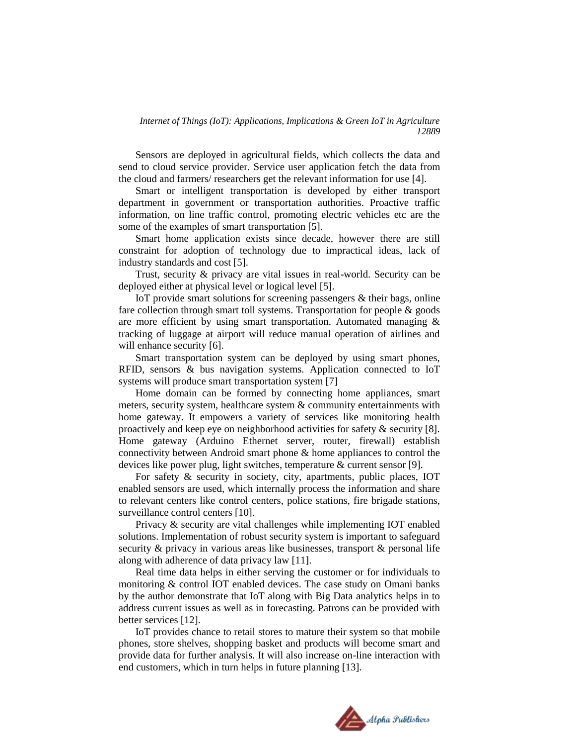Sensors are deployed in agricultural fields, which collects the data and send to cloud service provider. Service user application fetch the data from the cloud and farmers/ researchers get the relevant information for use [4].

Smart or intelligent transportation is developed by either transport department in government or transportation authorities. Proactive traffic information, on line traffic control, promoting electric vehicles etc are the some of the examples of smart transportation [5].

Smart home application exists since decade, however there are still constraint for adoption of technology due to impractical ideas, lack of industry standards and cost [5].

Trust, security & privacy are vital issues in real-world. Security can be deployed either at physical level or logical level [5].

IoT provide smart solutions for screening passengers & their bags, online fare collection through smart toll systems. Transportation for people & goods are more efficient by using smart transportation. Automated managing & tracking of luggage at airport will reduce manual operation of airlines and will enhance security [6].

Smart transportation system can be deployed by using smart phones, RFID, sensors & bus navigation systems. Application connected to IoT systems will produce smart transportation system [7]

Home domain can be formed by connecting home appliances, smart meters, security system, healthcare system & community entertainments with home gateway. It empowers a variety of services like monitoring health proactively and keep eye on neighborhood activities for safety & security [8]. Home gateway (Arduino Ethernet server, router, firewall) establish connectivity between Android smart phone & home appliances to control the devices like power plug, light switches, temperature & current sensor [9].

For safety & security in society, city, apartments, public places, IOT enabled sensors are used, which internally process the information and share to relevant centers like control centers, police stations, fire brigade stations, surveillance control centers [10].

Privacy & security are vital challenges while implementing IOT enabled solutions. Implementation of robust security system is important to safeguard security & privacy in various areas like businesses, transport & personal life along with adherence of data privacy law [11].

Real time data helps in either serving the customer or for individuals to monitoring & control IOT enabled devices. The case study on Omani banks by the author demonstrate that IoT along with Big Data analytics helps in to address current issues as well as in forecasting. Patrons can be provided with better services [12].

IoT provides chance to retail stores to mature their system so that mobile phones, store shelves, shopping basket and products will become smart and provide data for further analysis. It will also increase on-line interaction with end customers, which in turn helps in future planning [13].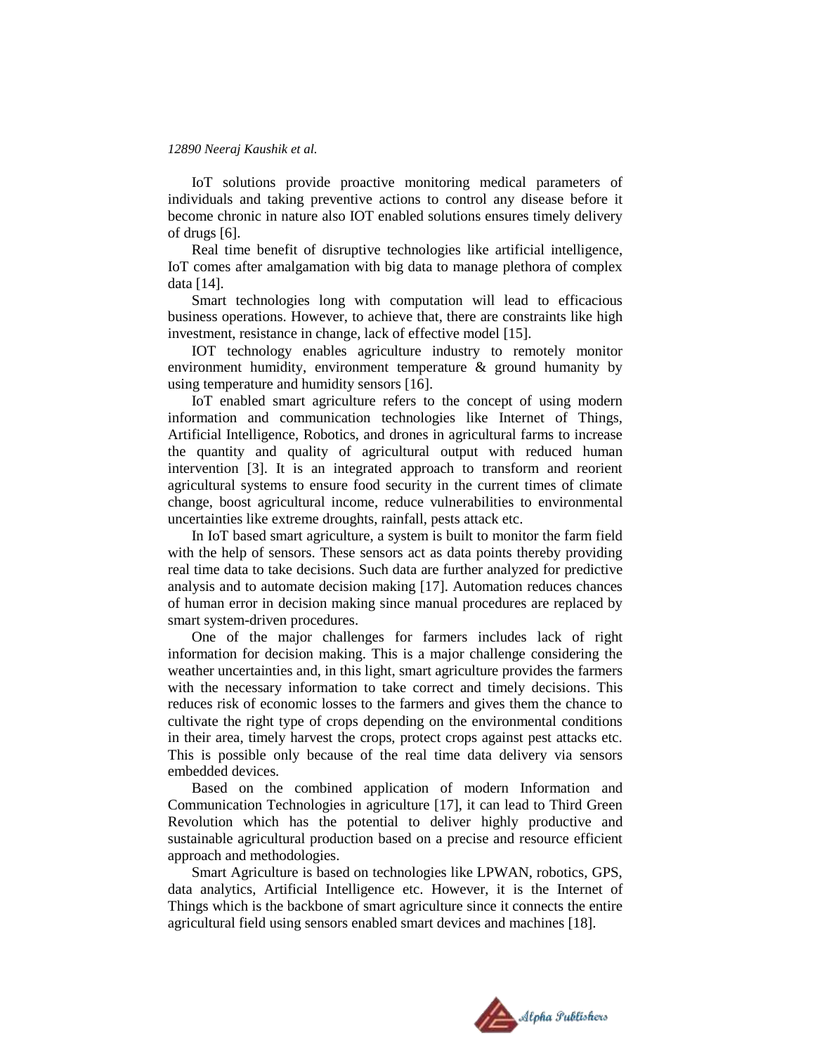IoT solutions provide proactive monitoring medical parameters of individuals and taking preventive actions to control any disease before it become chronic in nature also IOT enabled solutions ensures timely delivery of drugs [6].

Real time benefit of disruptive technologies like artificial intelligence, IoT comes after amalgamation with big data to manage plethora of complex data [14].

Smart technologies long with computation will lead to efficacious business operations. However, to achieve that, there are constraints like high investment, resistance in change, lack of effective model [15].

IOT technology enables agriculture industry to remotely monitor environment humidity, environment temperature & ground humanity by using temperature and humidity sensors [16].

IoT enabled smart agriculture refers to the concept of using modern information and communication technologies like Internet of Things, Artificial Intelligence, Robotics, and drones in agricultural farms to increase the quantity and quality of agricultural output with reduced human intervention [3]. It is an integrated approach to transform and reorient agricultural systems to ensure food security in the current times of climate change, boost agricultural income, reduce vulnerabilities to environmental uncertainties like extreme droughts, rainfall, pests attack etc.

In IoT based smart agriculture, a system is built to monitor the farm field with the help of sensors. These sensors act as data points thereby providing real time data to take decisions. Such data are further analyzed for predictive analysis and to automate decision making [17]. Automation reduces chances of human error in decision making since manual procedures are replaced by smart system-driven procedures.

One of the major challenges for farmers includes lack of right information for decision making. This is a major challenge considering the weather uncertainties and, in this light, smart agriculture provides the farmers with the necessary information to take correct and timely decisions. This reduces risk of economic losses to the farmers and gives them the chance to cultivate the right type of crops depending on the environmental conditions in their area, timely harvest the crops, protect crops against pest attacks etc. This is possible only because of the real time data delivery via sensors embedded devices.

Based on the combined application of modern Information and Communication Technologies in agriculture [17], it can lead to Third Green Revolution which has the potential to deliver highly productive and sustainable agricultural production based on a precise and resource efficient approach and methodologies.

Smart Agriculture is based on technologies like LPWAN, robotics, GPS, data analytics, Artificial Intelligence etc. However, it is the Internet of Things which is the backbone of smart agriculture since it connects the entire agricultural field using sensors enabled smart devices and machines [18].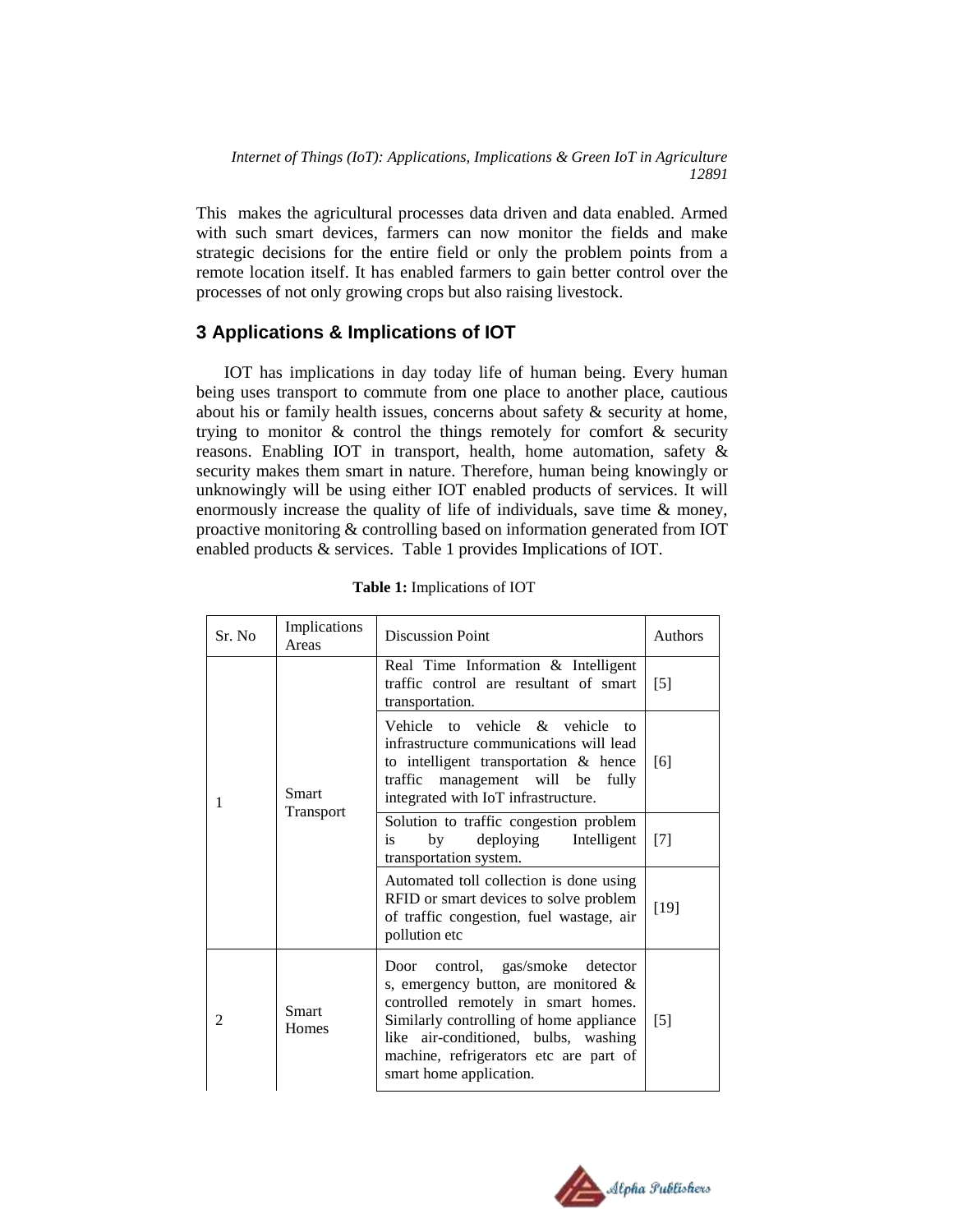This makes the agricultural processes data driven and data enabled. Armed with such smart devices, farmers can now monitor the fields and make strategic decisions for the entire field or only the problem points from a remote location itself. It has enabled farmers to gain better control over the processes of not only growing crops but also raising livestock.

## 3 Applications & Implications of IOT

IOT has implications in day today life of human being. Every human being uses transport to commute from one place to another place, cautious about his or family health issues, concerns about safety & security at home, trying to monitor & control the things remotely for comfort & security reasons. Enabling IOT in transport, health, home automation, safety & security makes them smart in nature. Therefore, human being knowingly or unknowingly will be using either IOT enabled products of services. It will enormously increase the quality of life of individuals, save time & money, proactive monitoring & controlling based on information generated from IOT enabled products & services. Table 1 provides Implications of IOT.

**Table 1:** Implications of IOT

| Sr. No | Implications Areas | Discussion Point | Authors |
|---|---|---|---|
| 1 | Smart Transport | Real Time Information & Intelligent traffic control are resultant of smart transportation. | [5] |
| | | Vehicle to vehicle & vehicle to infrastructure communications will lead to intelligent transportation & hence traffic management will be fully integrated with IoT infrastructure. | [6] |
| | | Solution to traffic congestion problem is by deploying Intelligent transportation system. | [7] |
| | | Automated toll collection is done using RFID or smart devices to solve problem of traffic congestion, fuel wastage, air pollution etc | [19] |
| 2 | Smart Homes | Door control, gas/smoke detector s, emergency button, are monitored & controlled remotely in smart homes. Similarly controlling of home appliance like air-conditioned, bulbs, washing machine, refrigerators etc are part of smart home application. | [5] |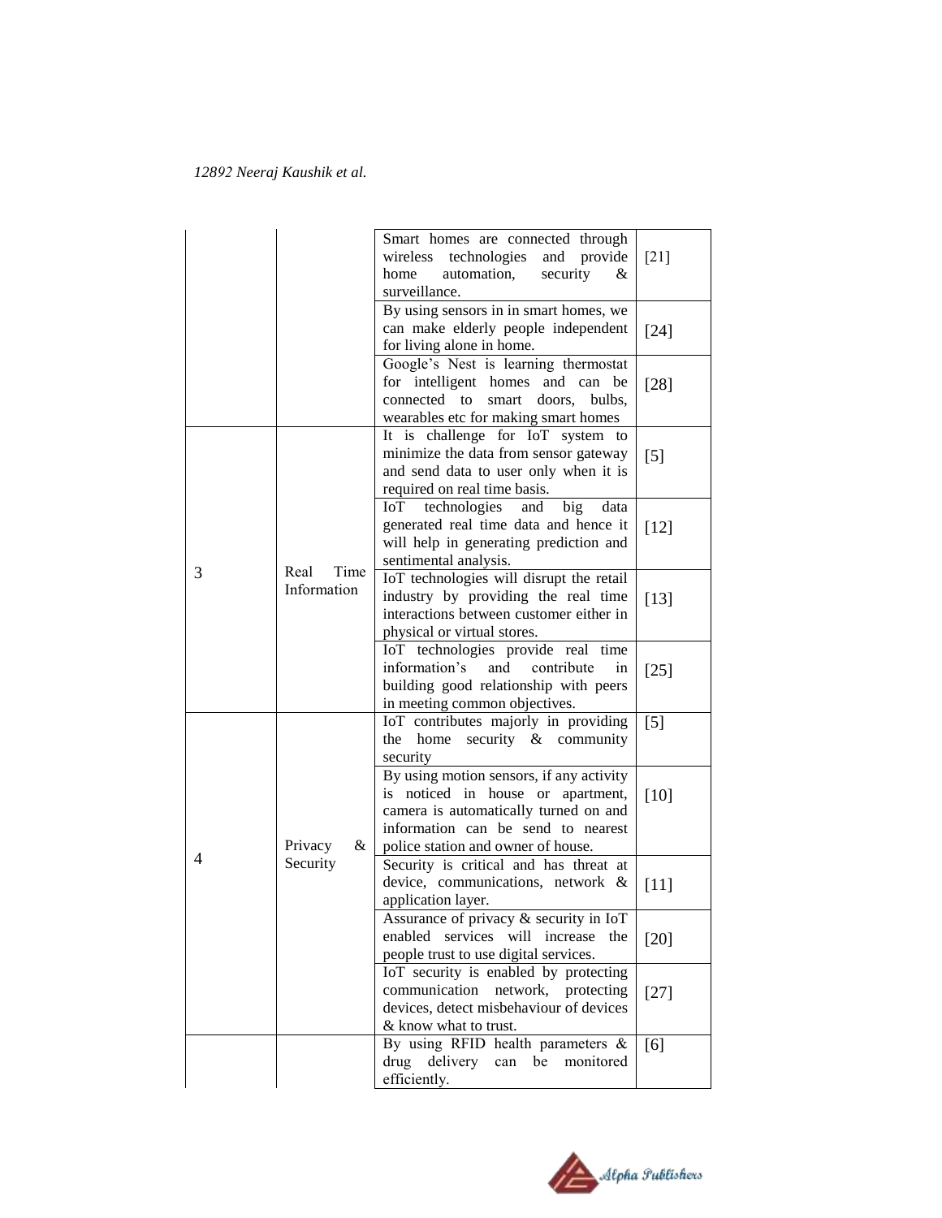| | | | |
|---|---|---|---|
| | | Smart homes are connected through wireless technologies and provide home automation, security & surveillance. | [21] |
| | | By using sensors in in smart homes, we can make elderly people independent for living alone in home. | [24] |
| | | Google's Nest is learning thermostat for intelligent homes and can be connected to smart doors, bulbs, wearables etc for making smart homes | [28] |
| 3 | Real Time Information | It is challenge for IoT system to minimize the data from sensor gateway and send data to user only when it is required on real time basis. | [5] |
| | | IoT technologies and big data generated real time data and hence it will help in generating prediction and sentimental analysis. | [12] |
| | | IoT technologies will disrupt the retail industry by providing the real time interactions between customer either in physical or virtual stores. | [13] |
| | | IoT technologies provide real time information's and contribute in building good relationship with peers in meeting common objectives. | [25] |
| 4 | Privacy & Security | IoT contributes majorly in providing the home security & community security | [5] |
| | | By using motion sensors, if any activity is noticed in house or apartment, camera is automatically turned on and information can be send to nearest police station and owner of house. | [10] |
| | | Security is critical and has threat at device, communications, network & application layer. | [11] |
| | | Assurance of privacy & security in IoT enabled services will increase the people trust to use digital services. | [20] |
| | | IoT security is enabled by protecting communication network, protecting devices, detect misbehaviour of devices & know what to trust. | [27] |
| | | By using RFID health parameters & drug delivery can be monitored efficiently. | [6] |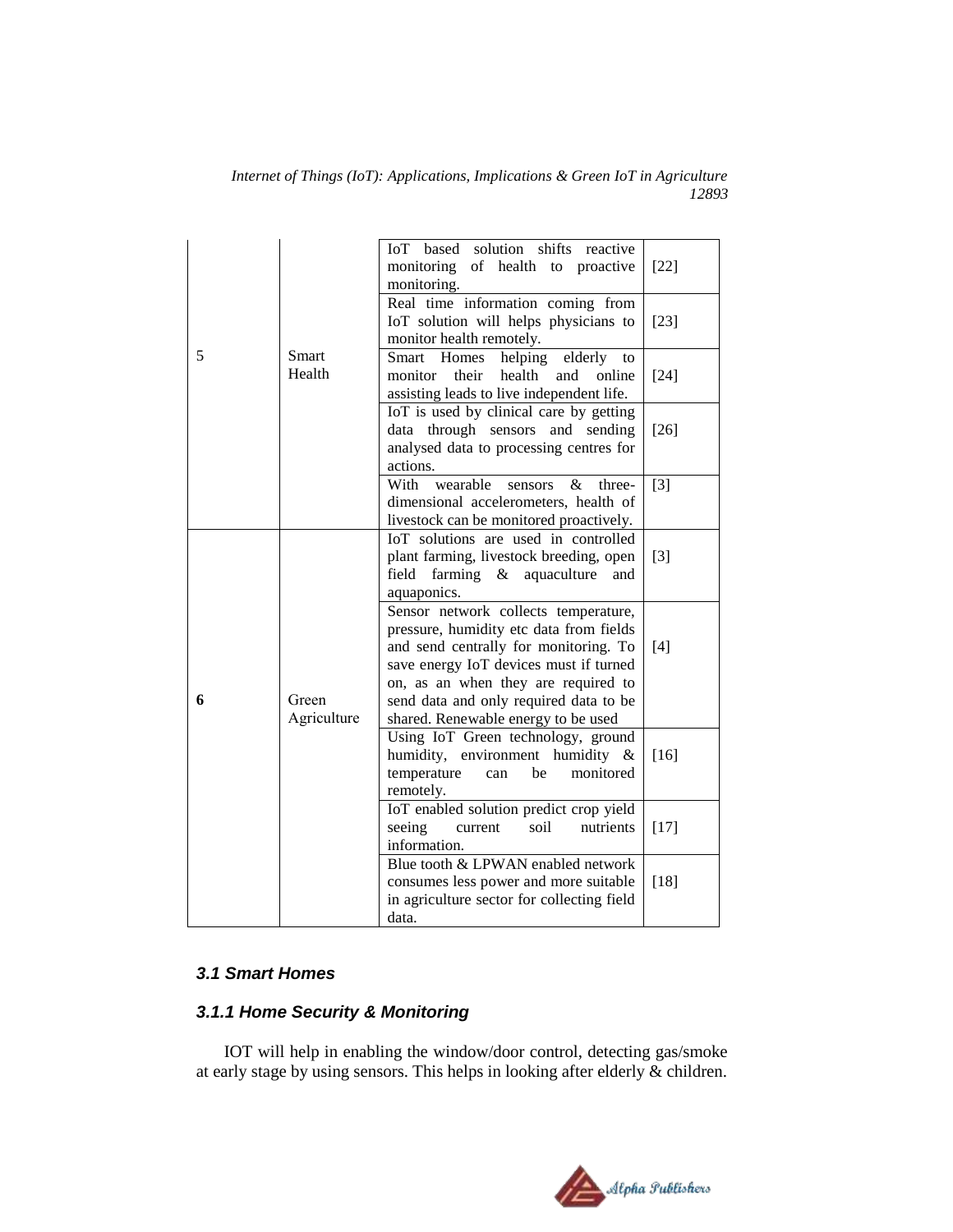| | | | |
|---|---|---|---|
| 5 | Smart Health | IoT based solution shifts reactive monitoring of health to proactive monitoring. | [22] |
| | | Real time information coming from IoT solution will helps physicians to monitor health remotely. | [23] |
| | | Smart Homes helping elderly to monitor their health and online assisting leads to live independent life. | [24] |
| | | IoT is used by clinical care by getting data through sensors and sending analysed data to processing centres for actions. | [26] |
| | | With wearable sensors & three-dimensional accelerometers, health of livestock can be monitored proactively. | [3] |
| **6** | Green Agriculture | IoT solutions are used in controlled plant farming, livestock breeding, open field farming & aquaculture and aquaponics. | [3] |
| | | Sensor network collects temperature, pressure, humidity etc data from fields and send centrally for monitoring. To save energy IoT devices must if turned on, as an when they are required to send data and only required data to be shared. Renewable energy to be used | [4] |
| | | Using IoT Green technology, ground humidity, environment humidity & temperature can be monitored remotely. | [16] |
| | | IoT enabled solution predict crop yield seeing current soil nutrients information. | [17] |
| | | Blue tooth & LPWAN enabled network consumes less power and more suitable in agriculture sector for collecting field data. | [18] |

### *3.1 Smart Homes*

#### *3.1.1 Home Security & Monitoring*

IOT will help in enabling the window/door control, detecting gas/smoke at early stage by using sensors. This helps in looking after elderly & children.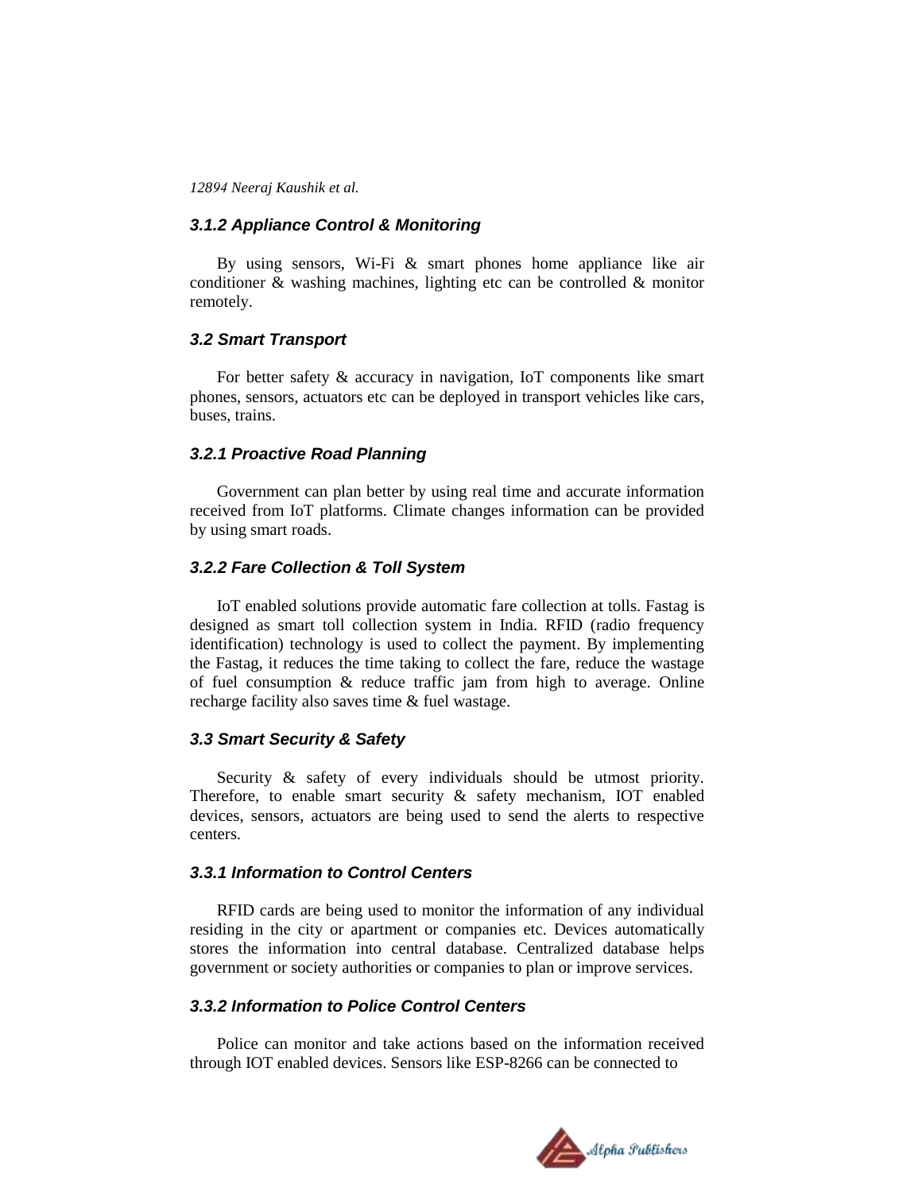### 3.1.2 Appliance Control & Monitoring

By using sensors, Wi-Fi & smart phones home appliance like air conditioner & washing machines, lighting etc can be controlled & monitor remotely.

## 3.2 Smart Transport

For better safety & accuracy in navigation, IoT components like smart phones, sensors, actuators etc can be deployed in transport vehicles like cars, buses, trains.

### 3.2.1 Proactive Road Planning

Government can plan better by using real time and accurate information received from IoT platforms. Climate changes information can be provided by using smart roads.

### 3.2.2 Fare Collection & Toll System

IoT enabled solutions provide automatic fare collection at tolls. Fastag is designed as smart toll collection system in India. RFID (radio frequency identification) technology is used to collect the payment. By implementing the Fastag, it reduces the time taking to collect the fare, reduce the wastage of fuel consumption & reduce traffic jam from high to average. Online recharge facility also saves time & fuel wastage.

## 3.3 Smart Security & Safety

Security & safety of every individuals should be utmost priority. Therefore, to enable smart security & safety mechanism, IOT enabled devices, sensors, actuators are being used to send the alerts to respective centers.

### 3.3.1 Information to Control Centers

RFID cards are being used to monitor the information of any individual residing in the city or apartment or companies etc. Devices automatically stores the information into central database. Centralized database helps government or society authorities or companies to plan or improve services.

### 3.3.2 Information to Police Control Centers

Police can monitor and take actions based on the information received through IOT enabled devices. Sensors like ESP-8266 can be connected to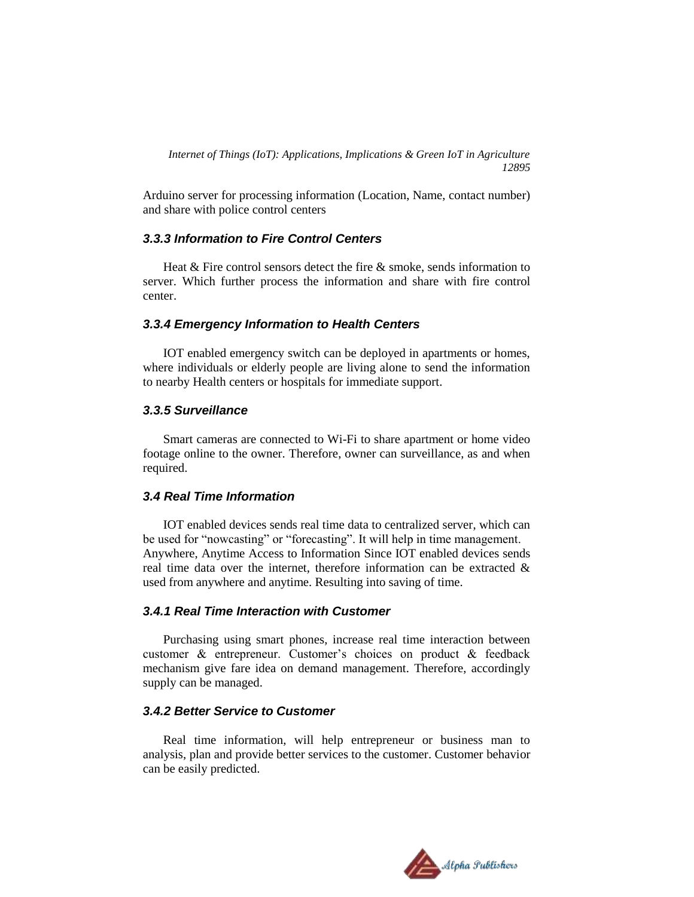Arduino server for processing information (Location, Name, contact number) and share with police control centers

### 3.3.3 Information to Fire Control Centers

Heat & Fire control sensors detect the fire & smoke, sends information to server. Which further process the information and share with fire control center.

### 3.3.4 Emergency Information to Health Centers

IOT enabled emergency switch can be deployed in apartments or homes, where individuals or elderly people are living alone to send the information to nearby Health centers or hospitals for immediate support.

### 3.3.5 Surveillance

Smart cameras are connected to Wi-Fi to share apartment or home video footage online to the owner. Therefore, owner can surveillance, as and when required.

## 3.4 Real Time Information

IOT enabled devices sends real time data to centralized server, which can be used for "nowcasting" or "forecasting". It will help in time management. Anywhere, Anytime Access to Information Since IOT enabled devices sends real time data over the internet, therefore information can be extracted & used from anywhere and anytime. Resulting into saving of time.

### 3.4.1 Real Time Interaction with Customer

Purchasing using smart phones, increase real time interaction between customer & entrepreneur. Customer's choices on product & feedback mechanism give fare idea on demand management. Therefore, accordingly supply can be managed.

### 3.4.2 Better Service to Customer

Real time information, will help entrepreneur or business man to analysis, plan and provide better services to the customer. Customer behavior can be easily predicted.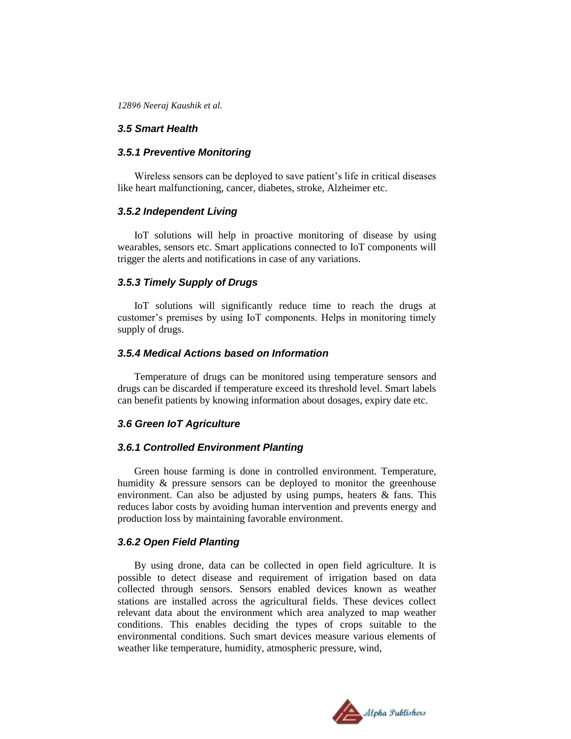### 3.5 Smart Health

#### 3.5.1 Preventive Monitoring

Wireless sensors can be deployed to save patient's life in critical diseases like heart malfunctioning, cancer, diabetes, stroke, Alzheimer etc.

#### 3.5.2 Independent Living

IoT solutions will help in proactive monitoring of disease by using wearables, sensors etc. Smart applications connected to IoT components will trigger the alerts and notifications in case of any variations.

#### 3.5.3 Timely Supply of Drugs

IoT solutions will significantly reduce time to reach the drugs at customer's premises by using IoT components. Helps in monitoring timely supply of drugs.

#### 3.5.4 Medical Actions based on Information

Temperature of drugs can be monitored using temperature sensors and drugs can be discarded if temperature exceed its threshold level. Smart labels can benefit patients by knowing information about dosages, expiry date etc.

### 3.6 Green IoT Agriculture

#### 3.6.1 Controlled Environment Planting

Green house farming is done in controlled environment. Temperature, humidity & pressure sensors can be deployed to monitor the greenhouse environment. Can also be adjusted by using pumps, heaters & fans. This reduces labor costs by avoiding human intervention and prevents energy and production loss by maintaining favorable environment.

#### 3.6.2 Open Field Planting

By using drone, data can be collected in open field agriculture. It is possible to detect disease and requirement of irrigation based on data collected through sensors. Sensors enabled devices known as weather stations are installed across the agricultural fields. These devices collect relevant data about the environment which area analyzed to map weather conditions. This enables deciding the types of crops suitable to the environmental conditions. Such smart devices measure various elements of weather like temperature, humidity, atmospheric pressure, wind,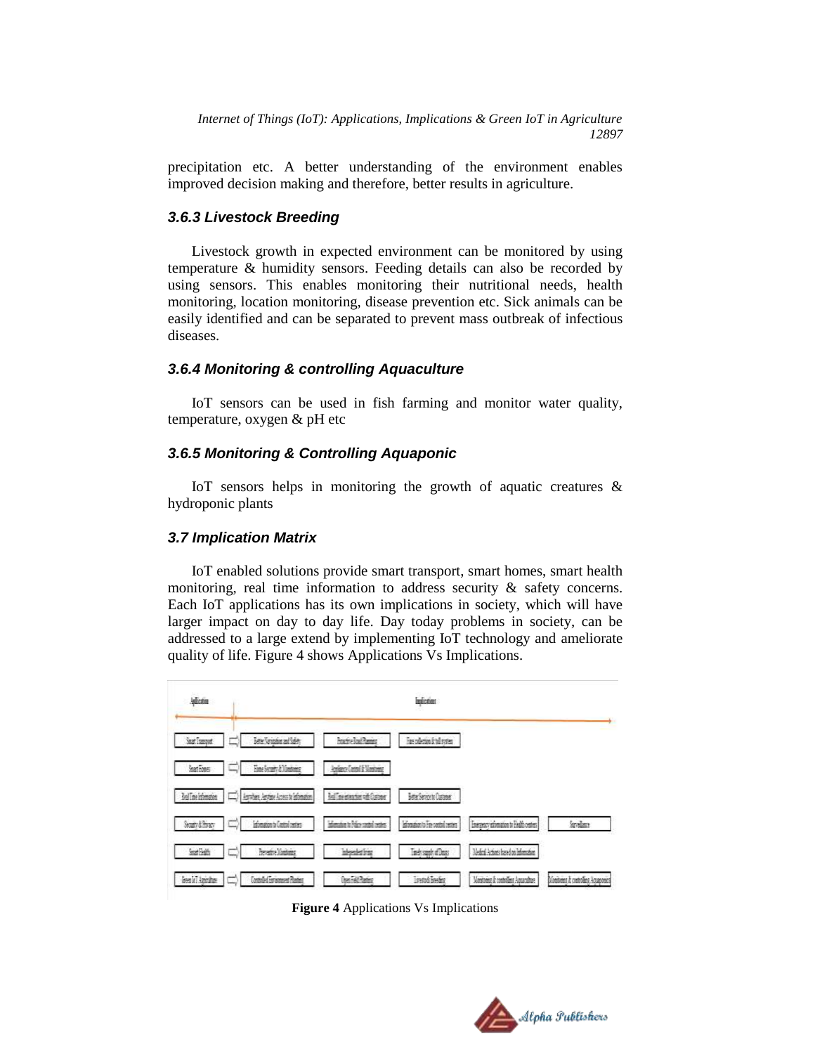precipitation etc. A better understanding of the environment enables improved decision making and therefore, better results in agriculture.

### *3.6.3 Livestock Breeding*

Livestock growth in expected environment can be monitored by using temperature & humidity sensors. Feeding details can also be recorded by using sensors. This enables monitoring their nutritional needs, health monitoring, location monitoring, disease prevention etc. Sick animals can be easily identified and can be separated to prevent mass outbreak of infectious diseases.

### *3.6.4 Monitoring & controlling Aquaculture*

IoT sensors can be used in fish farming and monitor water quality, temperature, oxygen & pH etc

### *3.6.5 Monitoring & Controlling Aquaponic*

IoT sensors helps in monitoring the growth of aquatic creatures & hydroponic plants

## *3.7 Implication Matrix*

IoT enabled solutions provide smart transport, smart homes, smart health monitoring, real time information to address security & safety concerns. Each IoT applications has its own implications in society, which will have larger impact on day to day life. Day today problems in society, can be addressed to a large extend by implementing IoT technology and ameliorate quality of life. Figure 4 shows Applications Vs Implications.

| Application | Implications | | | | |
|---|---|---|---|---|---|
| Smart Transport | Better Navigation and Safety | Proactive Road Planning | Fare collection & toll system | | |
| Smart Homes | Home Security & Monitoring | Appliance Control & Monitoring | | | |
| Real Time Information | Anywhere, Anytime Access to Information | Real Time interaction with Customer | Better Service to Customer | | |
| Security & Privacy | Information to Control centers | Information to Police control centers | Information to Fire control centers | Emergency information to Health centers | Surveillance |
| Smart Health | Preventive Monitoring | Independent living | Timely supply of Drugs | Medical Actions based on Information | |
| Green IoT Agriculture | Controlled Environment Planting | Open Field Planting | Livestock Breeding | Monitoring & controlling Aquaculture | Monitoring & controlling Aquaponic |

**Figure 4** Applications Vs Implications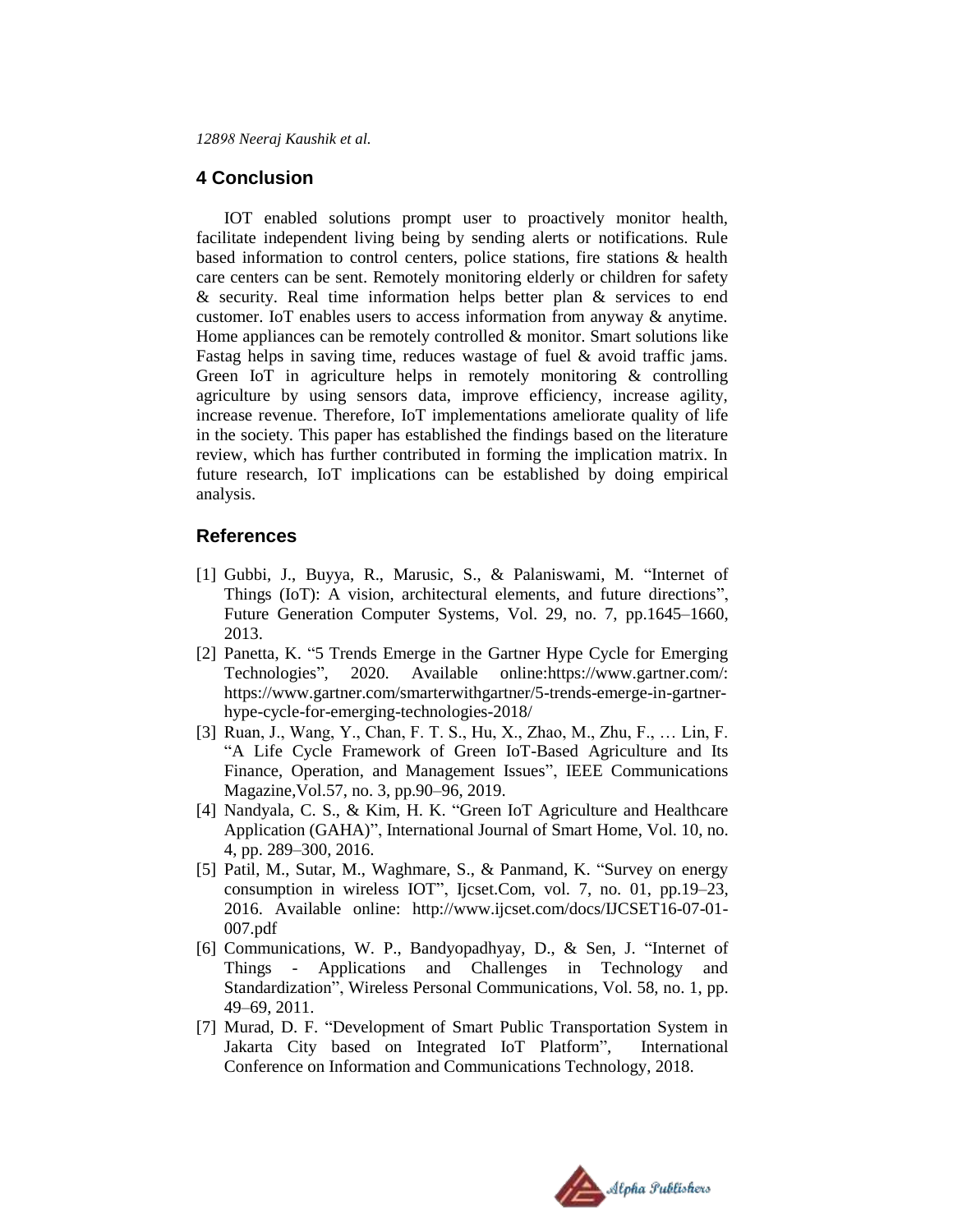## 4 Conclusion

IOT enabled solutions prompt user to proactively monitor health, facilitate independent living being by sending alerts or notifications. Rule based information to control centers, police stations, fire stations & health care centers can be sent. Remotely monitoring elderly or children for safety & security. Real time information helps better plan & services to end customer. IoT enables users to access information from anyway & anytime. Home appliances can be remotely controlled & monitor. Smart solutions like Fastag helps in saving time, reduces wastage of fuel & avoid traffic jams. Green IoT in agriculture helps in remotely monitoring & controlling agriculture by using sensors data, improve efficiency, increase agility, increase revenue. Therefore, IoT implementations ameliorate quality of life in the society. This paper has established the findings based on the literature review, which has further contributed in forming the implication matrix. In future research, IoT implications can be established by doing empirical analysis.

## References

[1] Gubbi, J., Buyya, R., Marusic, S., & Palaniswami, M. "Internet of Things (IoT): A vision, architectural elements, and future directions", Future Generation Computer Systems, Vol. 29, no. 7, pp.1645–1660, 2013.

[2] Panetta, K. "5 Trends Emerge in the Gartner Hype Cycle for Emerging Technologies", 2020. Available online:https://www.gartner.com/: https://www.gartner.com/smarterwithgartner/5-trends-emerge-in-gartner-hype-cycle-for-emerging-technologies-2018/

[3] Ruan, J., Wang, Y., Chan, F. T. S., Hu, X., Zhao, M., Zhu, F., … Lin, F. "A Life Cycle Framework of Green IoT-Based Agriculture and Its Finance, Operation, and Management Issues", IEEE Communications Magazine,Vol.57, no. 3, pp.90–96, 2019.

[4] Nandyala, C. S., & Kim, H. K. "Green IoT Agriculture and Healthcare Application (GAHA)", International Journal of Smart Home, Vol. 10, no. 4, pp. 289–300, 2016.

[5] Patil, M., Sutar, M., Waghmare, S., & Panmand, K. "Survey on energy consumption in wireless IOT", Ijcset.Com, vol. 7, no. 01, pp.19–23, 2016. Available online: http://www.ijcset.com/docs/IJCSET16-07-01-007.pdf

[6] Communications, W. P., Bandyopadhyay, D., & Sen, J. "Internet of Things - Applications and Challenges in Technology and Standardization", Wireless Personal Communications, Vol. 58, no. 1, pp. 49–69, 2011.

[7] Murad, D. F. "Development of Smart Public Transportation System in Jakarta City based on Integrated IoT Platform", International Conference on Information and Communications Technology, 2018.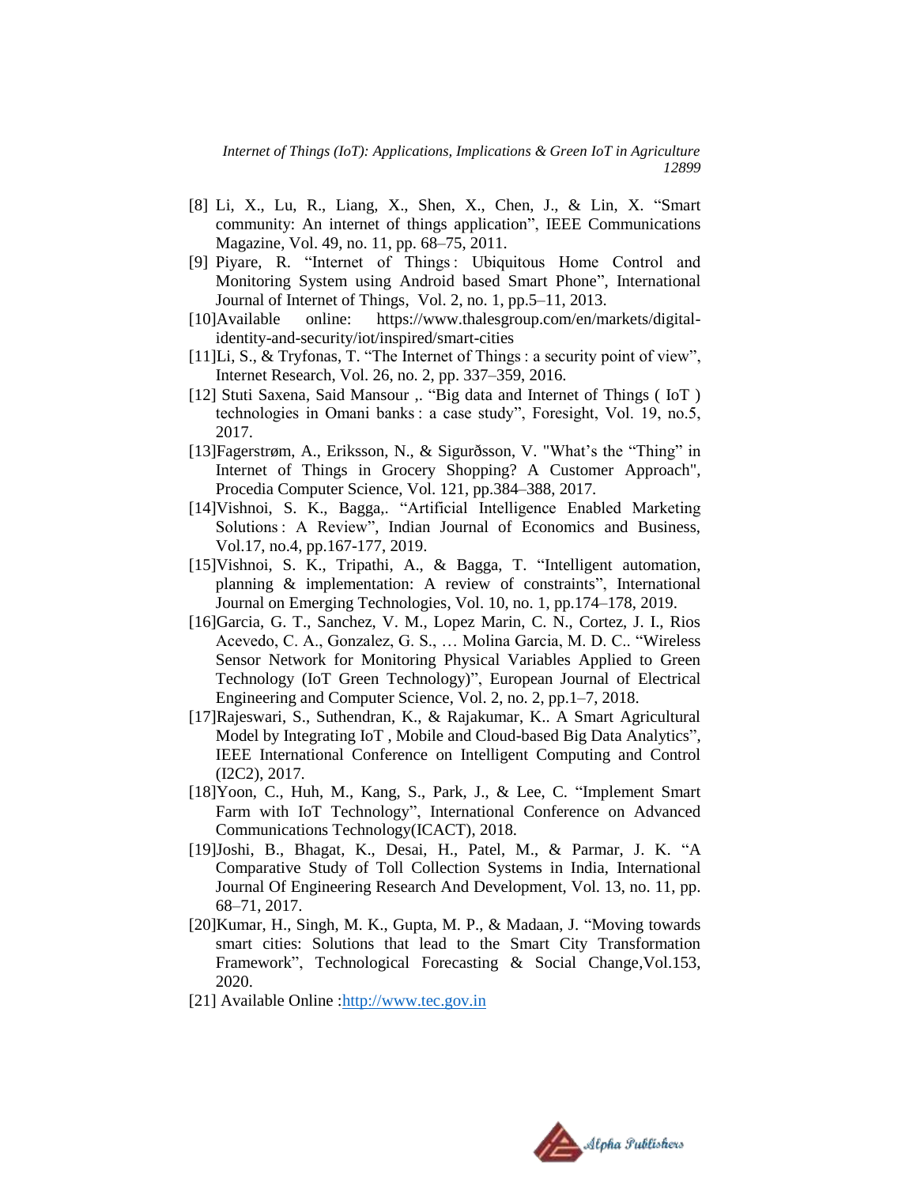[8] Li, X., Lu, R., Liang, X., Shen, X., Chen, J., & Lin, X. "Smart community: An internet of things application", IEEE Communications Magazine, Vol. 49, no. 11, pp. 68–75, 2011.

[9] Piyare, R. "Internet of Things : Ubiquitous Home Control and Monitoring System using Android based Smart Phone", International Journal of Internet of Things, Vol. 2, no. 1, pp.5–11, 2013.

[10]Available online: https://www.thalesgroup.com/en/markets/digital-identity-and-security/iot/inspired/smart-cities

[11]Li, S., & Tryfonas, T. "The Internet of Things : a security point of view", Internet Research, Vol. 26, no. 2, pp. 337–359, 2016.

[12] Stuti Saxena, Said Mansour ,. "Big data and Internet of Things ( IoT ) technologies in Omani banks : a case study", Foresight, Vol. 19, no.5, 2017.

[13]Fagerstrøm, A., Eriksson, N., & Sigurðsson, V. "What's the "Thing" in Internet of Things in Grocery Shopping? A Customer Approach", Procedia Computer Science, Vol. 121, pp.384–388, 2017.

[14]Vishnoi, S. K., Bagga,. "Artificial Intelligence Enabled Marketing Solutions : A Review", Indian Journal of Economics and Business, Vol.17, no.4, pp.167-177, 2019.

[15]Vishnoi, S. K., Tripathi, A., & Bagga, T. "Intelligent automation, planning & implementation: A review of constraints", International Journal on Emerging Technologies, Vol. 10, no. 1, pp.174–178, 2019.

[16]Garcia, G. T., Sanchez, V. M., Lopez Marin, C. N., Cortez, J. I., Rios Acevedo, C. A., Gonzalez, G. S., … Molina Garcia, M. D. C.. "Wireless Sensor Network for Monitoring Physical Variables Applied to Green Technology (IoT Green Technology)", European Journal of Electrical Engineering and Computer Science, Vol. 2, no. 2, pp.1–7, 2018.

[17]Rajeswari, S., Suthendran, K., & Rajakumar, K.. A Smart Agricultural Model by Integrating IoT , Mobile and Cloud-based Big Data Analytics", IEEE International Conference on Intelligent Computing and Control (I2C2), 2017.

[18]Yoon, C., Huh, M., Kang, S., Park, J., & Lee, C. "Implement Smart Farm with IoT Technology", International Conference on Advanced Communications Technology(ICACT), 2018.

[19]Joshi, B., Bhagat, K., Desai, H., Patel, M., & Parmar, J. K. "A Comparative Study of Toll Collection Systems in India, International Journal Of Engineering Research And Development, Vol. 13, no. 11, pp. 68–71, 2017.

[20]Kumar, H., Singh, M. K., Gupta, M. P., & Madaan, J. "Moving towards smart cities: Solutions that lead to the Smart City Transformation Framework", Technological Forecasting & Social Change,Vol.153, 2020.

[21] Available Online :http://www.tec.gov.in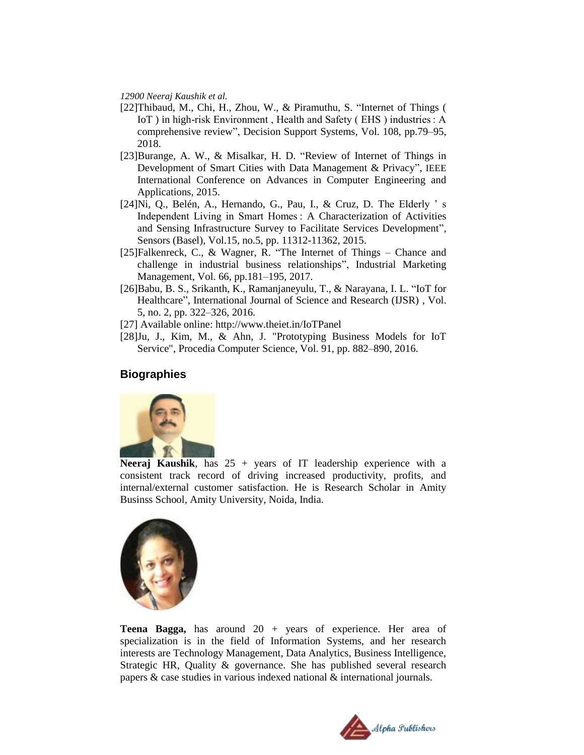[22]Thibaud, M., Chi, H., Zhou, W., & Piramuthu, S. "Internet of Things ( IoT ) in high-risk Environment , Health and Safety ( EHS ) industries : A comprehensive review", Decision Support Systems, Vol. 108, pp.79–95, 2018.

[23]Burange, A. W., & Misalkar, H. D. "Review of Internet of Things in Development of Smart Cities with Data Management & Privacy", IEEE International Conference on Advances in Computer Engineering and Applications, 2015.

[24]Ni, Q., Belén, A., Hernando, G., Pau, I., & Cruz, D. The Elderly ' s Independent Living in Smart Homes : A Characterization of Activities and Sensing Infrastructure Survey to Facilitate Services Development", Sensors (Basel), Vol.15, no.5, pp. 11312-11362, 2015.

[25]Falkenreck, C., & Wagner, R. "The Internet of Things – Chance and challenge in industrial business relationships", Industrial Marketing Management, Vol. 66, pp.181–195, 2017.

[26]Babu, B. S., Srikanth, K., Ramanjaneyulu, T., & Narayana, I. L. "IoT for Healthcare", International Journal of Science and Research (IJSR) , Vol. 5, no. 2, pp. 322–326, 2016.

[27] Available online: http://www.theiet.in/IoTPanel

[28]Ju, J., Kim, M., & Ahn, J. "Prototyping Business Models for IoT Service", Procedia Computer Science, Vol. 91, pp. 882–890, 2016.

## Biographies

**Neeraj Kaushik**, has 25 + years of IT leadership experience with a consistent track record of driving increased productivity, profits, and internal/external customer satisfaction. He is Research Scholar in Amity Businss School, Amity University, Noida, India.

**Teena Bagga,** has around 20 + years of experience. Her area of specialization is in the field of Information Systems, and her research interests are Technology Management, Data Analytics, Business Intelligence, Strategic HR, Quality & governance. She has published several research papers & case studies in various indexed national & international journals.